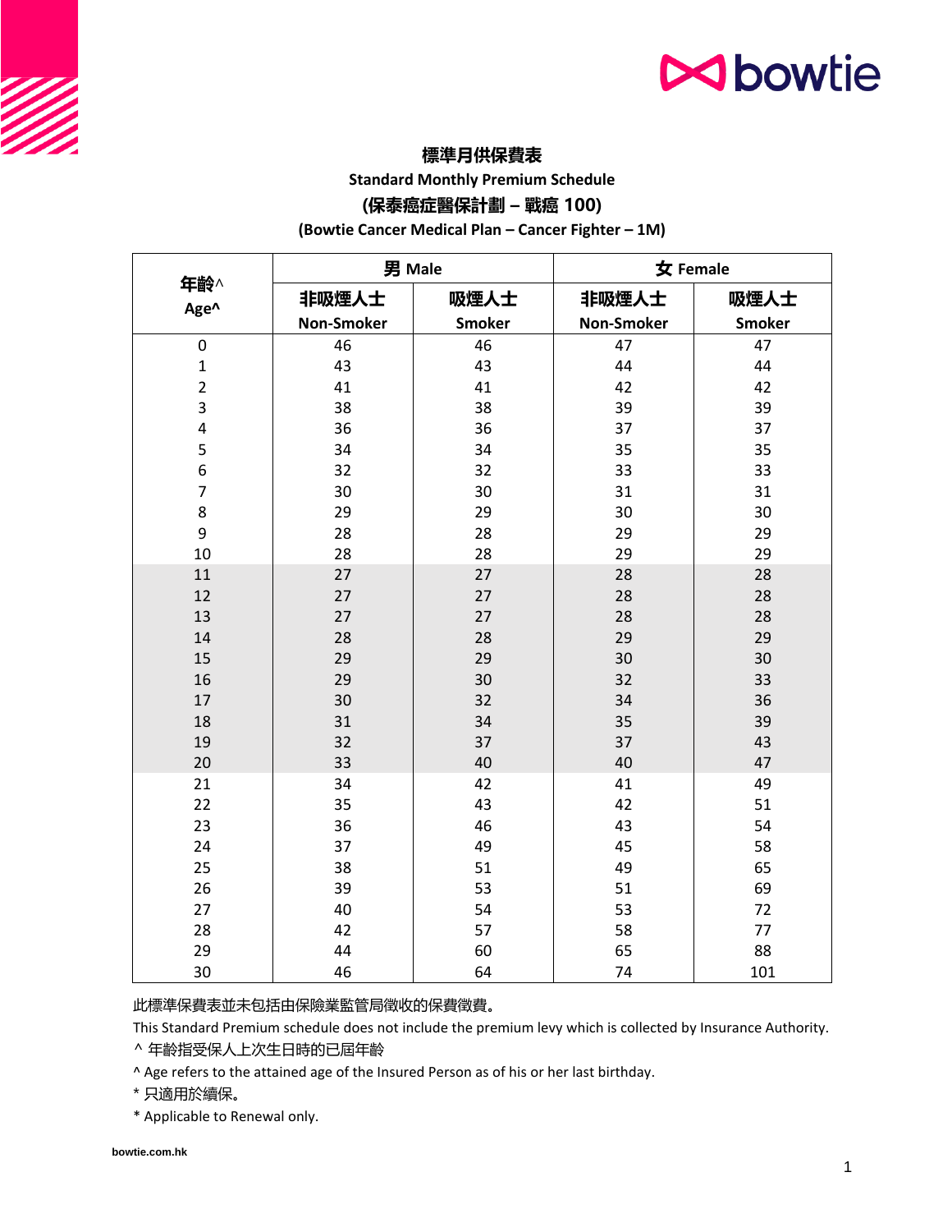# 標準月供保費表

## Standard Monthly Premium Schedule

## (保泰癌症醫保計劃 – 戰癌 100)

## (Bowtie Cancer Medical Plan – Cancer Fighter – 1M)

| 年齡^ Age^ | 男 Male | | 女 Female | |
|---|---|---|---|---|
| | 非吸煙人士 Non-Smoker | 吸煙人士 Smoker | 非吸煙人士 Non-Smoker | 吸煙人士 Smoker |
| 0 | 46 | 46 | 47 | 47 |
| 1 | 43 | 43 | 44 | 44 |
| 2 | 41 | 41 | 42 | 42 |
| 3 | 38 | 38 | 39 | 39 |
| 4 | 36 | 36 | 37 | 37 |
| 5 | 34 | 34 | 35 | 35 |
| 6 | 32 | 32 | 33 | 33 |
| 7 | 30 | 30 | 31 | 31 |
| 8 | 29 | 29 | 30 | 30 |
| 9 | 28 | 28 | 29 | 29 |
| 10 | 28 | 28 | 29 | 29 |
| 11 | 27 | 27 | 28 | 28 |
| 12 | 27 | 27 | 28 | 28 |
| 13 | 27 | 27 | 28 | 28 |
| 14 | 28 | 28 | 29 | 29 |
| 15 | 29 | 29 | 30 | 30 |
| 16 | 29 | 30 | 32 | 33 |
| 17 | 30 | 32 | 34 | 36 |
| 18 | 31 | 34 | 35 | 39 |
| 19 | 32 | 37 | 37 | 43 |
| 20 | 33 | 40 | 40 | 47 |
| 21 | 34 | 42 | 41 | 49 |
| 22 | 35 | 43 | 42 | 51 |
| 23 | 36 | 46 | 43 | 54 |
| 24 | 37 | 49 | 45 | 58 |
| 25 | 38 | 51 | 49 | 65 |
| 26 | 39 | 53 | 51 | 69 |
| 27 | 40 | 54 | 53 | 72 |
| 28 | 42 | 57 | 58 | 77 |
| 29 | 44 | 60 | 65 | 88 |
| 30 | 46 | 64 | 74 | 101 |

此標準保費表並未包括由保險業監管局徵收的保費徵費。

This Standard Premium schedule does not include the premium levy which is collected by Insurance Authority.

^ 年齡指受保人上次生日時的已屆年齡

^ Age refers to the attained age of the Insured Person as of his or her last birthday.

* 只適用於續保。

* Applicable to Renewal only.

bowtie.com.hk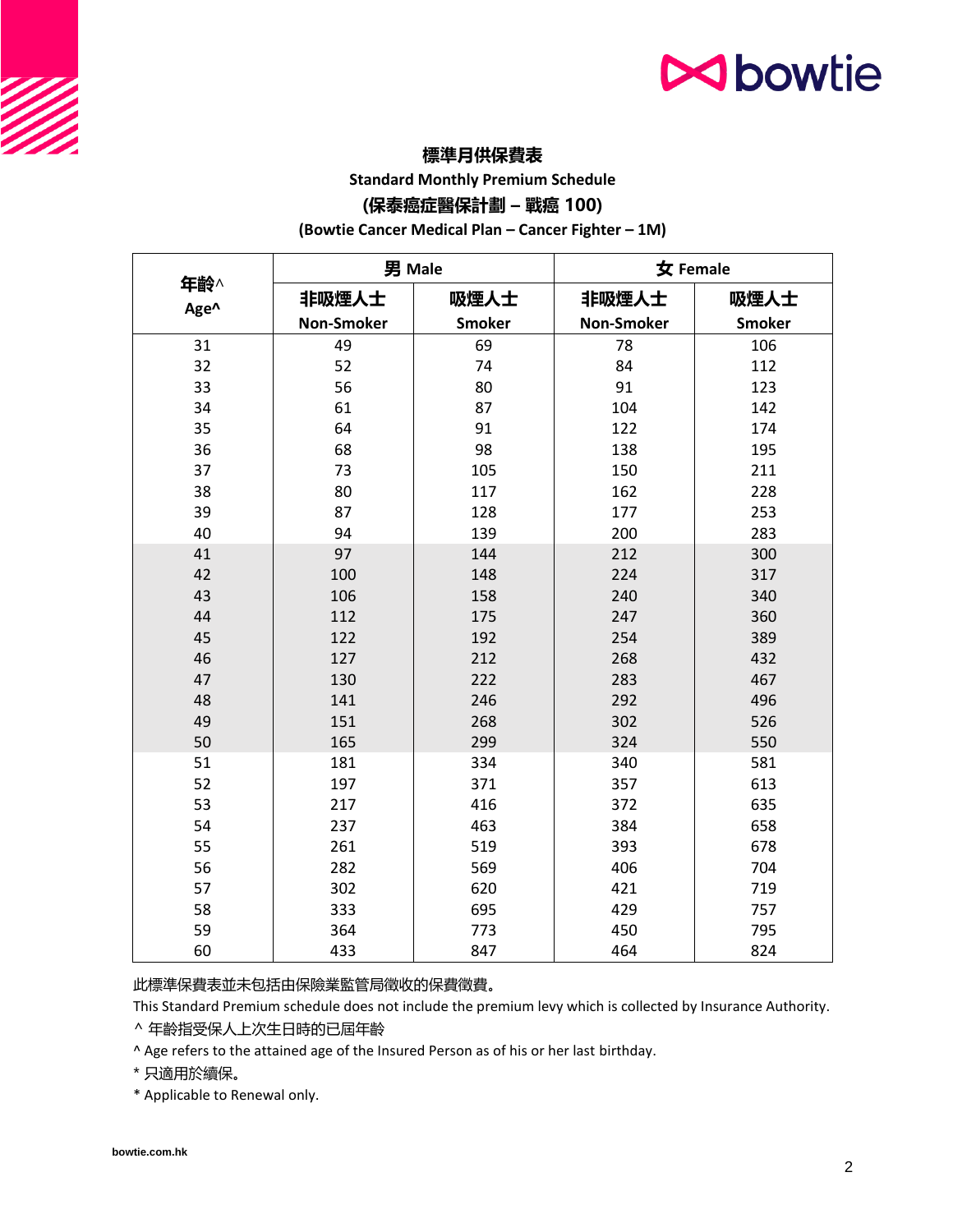## 標準月供保費表

## Standard Monthly Premium Schedule

## (保泰癌症醫保計劃 – 戰癌 100)

## (Bowtie Cancer Medical Plan – Cancer Fighter – 1M)

| 年齡^ Age^ | 男 Male | | 女 Female | |
|---|---|---|---|---|
| | 非吸煙人士 Non-Smoker | 吸煙人士 Smoker | 非吸煙人士 Non-Smoker | 吸煙人士 Smoker |
| 31 | 49 | 69 | 78 | 106 |
| 32 | 52 | 74 | 84 | 112 |
| 33 | 56 | 80 | 91 | 123 |
| 34 | 61 | 87 | 104 | 142 |
| 35 | 64 | 91 | 122 | 174 |
| 36 | 68 | 98 | 138 | 195 |
| 37 | 73 | 105 | 150 | 211 |
| 38 | 80 | 117 | 162 | 228 |
| 39 | 87 | 128 | 177 | 253 |
| 40 | 94 | 139 | 200 | 283 |
| 41 | 97 | 144 | 212 | 300 |
| 42 | 100 | 148 | 224 | 317 |
| 43 | 106 | 158 | 240 | 340 |
| 44 | 112 | 175 | 247 | 360 |
| 45 | 122 | 192 | 254 | 389 |
| 46 | 127 | 212 | 268 | 432 |
| 47 | 130 | 222 | 283 | 467 |
| 48 | 141 | 246 | 292 | 496 |
| 49 | 151 | 268 | 302 | 526 |
| 50 | 165 | 299 | 324 | 550 |
| 51 | 181 | 334 | 340 | 581 |
| 52 | 197 | 371 | 357 | 613 |
| 53 | 217 | 416 | 372 | 635 |
| 54 | 237 | 463 | 384 | 658 |
| 55 | 261 | 519 | 393 | 678 |
| 56 | 282 | 569 | 406 | 704 |
| 57 | 302 | 620 | 421 | 719 |
| 58 | 333 | 695 | 429 | 757 |
| 59 | 364 | 773 | 450 | 795 |
| 60 | 433 | 847 | 464 | 824 |

此標準保費表並未包括由保險業監管局徵收的保費徵費。

This Standard Premium schedule does not include the premium levy which is collected by Insurance Authority.

^ 年齡指受保人上次生日時的已屆年齡

^ Age refers to the attained age of the Insured Person as of his or her last birthday.

* 只適用於續保。

* Applicable to Renewal only.

bowtie.com.hk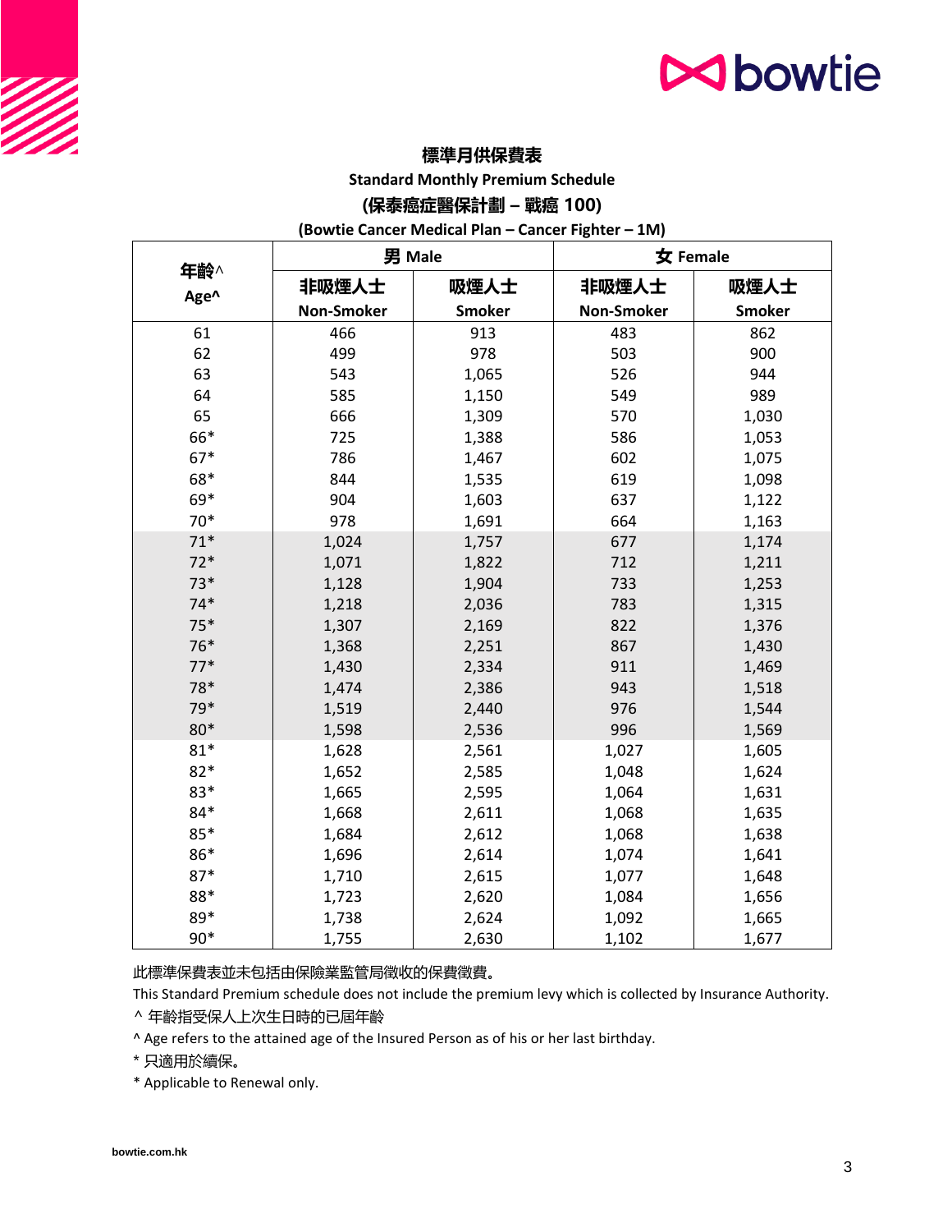# 標準月供保費表

## Standard Monthly Premium Schedule

## (保泰癌症醫保計劃 – 戰癌 100)

## (Bowtie Cancer Medical Plan – Cancer Fighter – 1M)

| 年齡^ Age^ | 男 Male | | 女 Female | |
|---|---|---|---|---|
| | 非吸煙人士 Non-Smoker | 吸煙人士 Smoker | 非吸煙人士 Non-Smoker | 吸煙人士 Smoker |
| 61 | 466 | 913 | 483 | 862 |
| 62 | 499 | 978 | 503 | 900 |
| 63 | 543 | 1,065 | 526 | 944 |
| 64 | 585 | 1,150 | 549 | 989 |
| 65 | 666 | 1,309 | 570 | 1,030 |
| 66* | 725 | 1,388 | 586 | 1,053 |
| 67* | 786 | 1,467 | 602 | 1,075 |
| 68* | 844 | 1,535 | 619 | 1,098 |
| 69* | 904 | 1,603 | 637 | 1,122 |
| 70* | 978 | 1,691 | 664 | 1,163 |
| 71* | 1,024 | 1,757 | 677 | 1,174 |
| 72* | 1,071 | 1,822 | 712 | 1,211 |
| 73* | 1,128 | 1,904 | 733 | 1,253 |
| 74* | 1,218 | 2,036 | 783 | 1,315 |
| 75* | 1,307 | 2,169 | 822 | 1,376 |
| 76* | 1,368 | 2,251 | 867 | 1,430 |
| 77* | 1,430 | 2,334 | 911 | 1,469 |
| 78* | 1,474 | 2,386 | 943 | 1,518 |
| 79* | 1,519 | 2,440 | 976 | 1,544 |
| 80* | 1,598 | 2,536 | 996 | 1,569 |
| 81* | 1,628 | 2,561 | 1,027 | 1,605 |
| 82* | 1,652 | 2,585 | 1,048 | 1,624 |
| 83* | 1,665 | 2,595 | 1,064 | 1,631 |
| 84* | 1,668 | 2,611 | 1,068 | 1,635 |
| 85* | 1,684 | 2,612 | 1,068 | 1,638 |
| 86* | 1,696 | 2,614 | 1,074 | 1,641 |
| 87* | 1,710 | 2,615 | 1,077 | 1,648 |
| 88* | 1,723 | 2,620 | 1,084 | 1,656 |
| 89* | 1,738 | 2,624 | 1,092 | 1,665 |
| 90* | 1,755 | 2,630 | 1,102 | 1,677 |

此標準保費表並未包括由保險業監管局徵收的保費徵費。

This Standard Premium schedule does not include the premium levy which is collected by Insurance Authority.

^ 年齡指受保人上次生日時的已屆年齡

^ Age refers to the attained age of the Insured Person as of his or her last birthday.

* 只適用於續保。

* Applicable to Renewal only.

bowtie.com.hk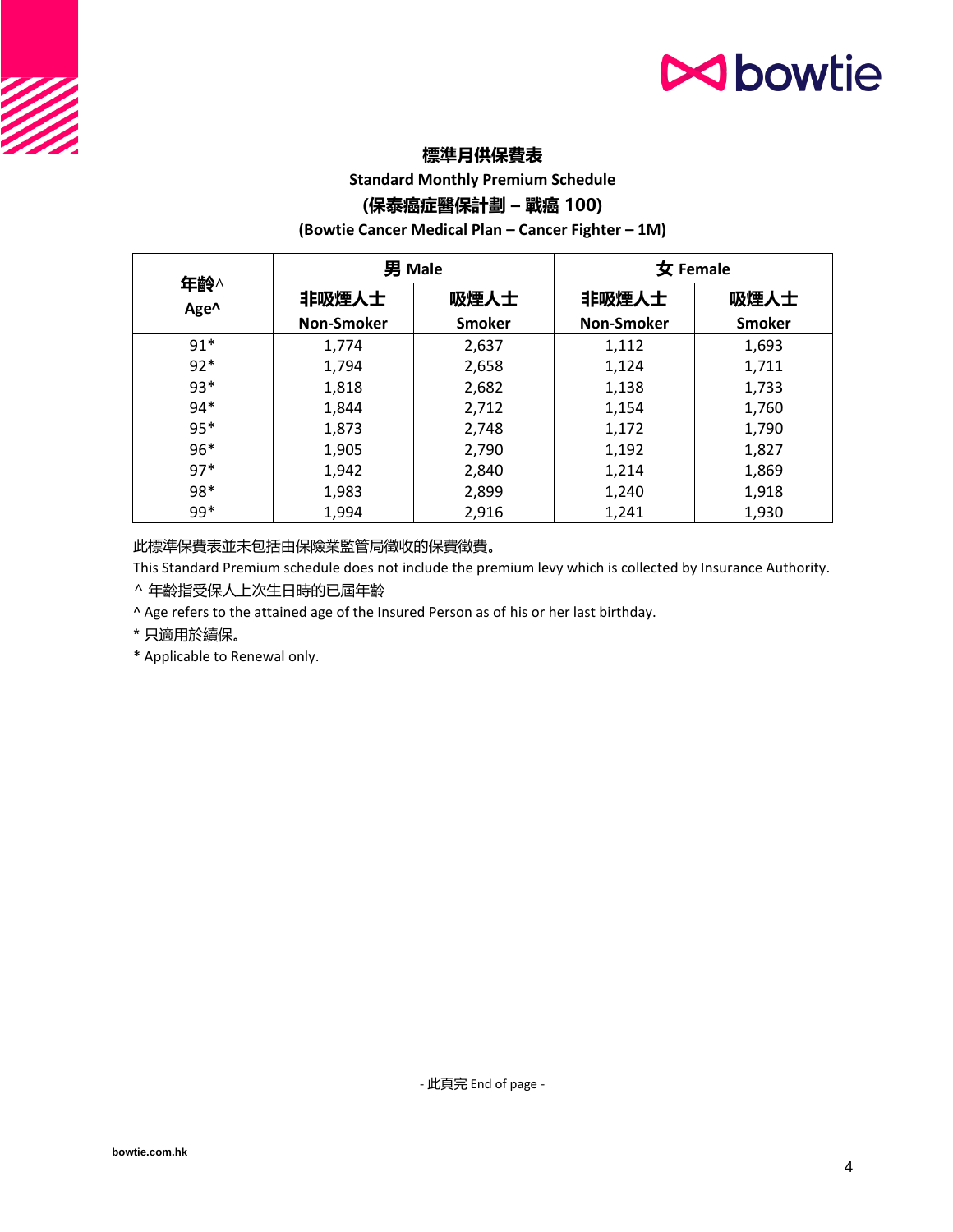## 標準月供保費表

### Standard Monthly Premium Schedule

### (保泰癌症醫保計劃 – 戰癌 100)

### (Bowtie Cancer Medical Plan – Cancer Fighter – 1M)

| 年齡^<br>Age^ | 男 Male | | 女 Female | |
|---|---|---|---|---|
| | 非吸煙人士<br>Non-Smoker | 吸煙人士<br>Smoker | 非吸煙人士<br>Non-Smoker | 吸煙人士<br>Smoker |
| 91* | 1,774 | 2,637 | 1,112 | 1,693 |
| 92* | 1,794 | 2,658 | 1,124 | 1,711 |
| 93* | 1,818 | 2,682 | 1,138 | 1,733 |
| 94* | 1,844 | 2,712 | 1,154 | 1,760 |
| 95* | 1,873 | 2,748 | 1,172 | 1,790 |
| 96* | 1,905 | 2,790 | 1,192 | 1,827 |
| 97* | 1,942 | 2,840 | 1,214 | 1,869 |
| 98* | 1,983 | 2,899 | 1,240 | 1,918 |
| 99* | 1,994 | 2,916 | 1,241 | 1,930 |

此標準保費表並未包括由保險業監管局徵收的保費徵費。

This Standard Premium schedule does not include the premium levy which is collected by Insurance Authority.

^ 年齡指受保人上次生日時的已屆年齡

^ Age refers to the attained age of the Insured Person as of his or her last birthday.

* 只適用於續保。

* Applicable to Renewal only.

- 此頁完 End of page -